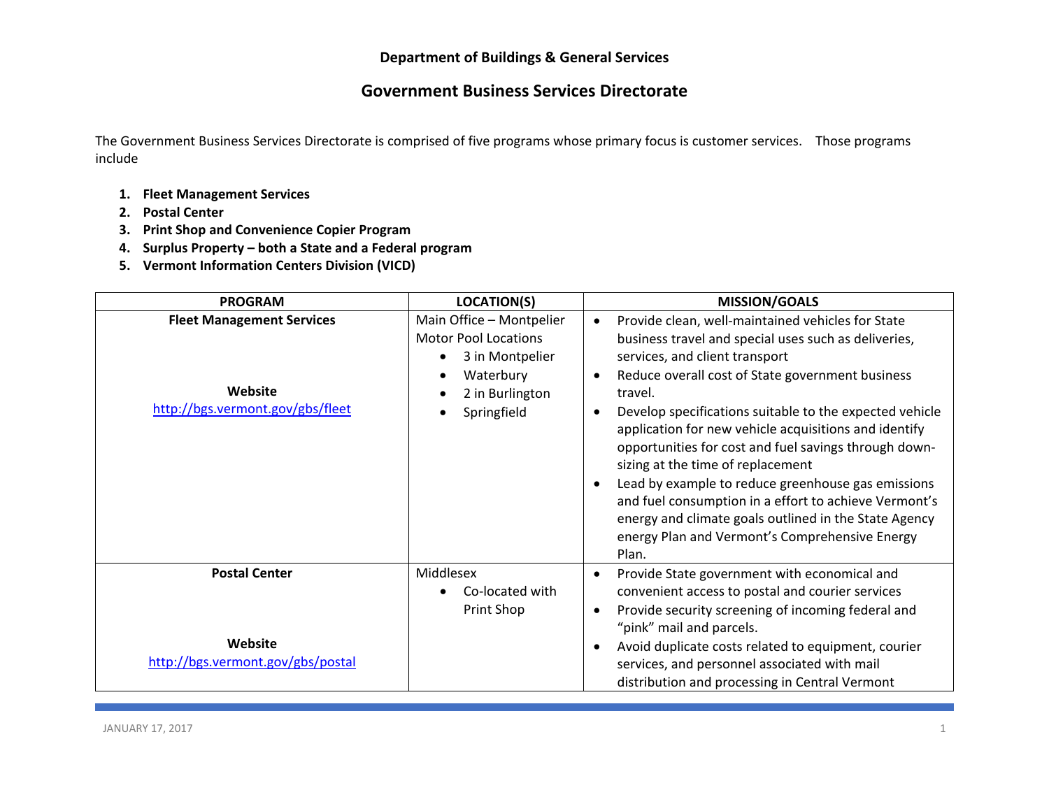# Department of Buildings & General Services

## Government Business Services Directorate

The Government Business Services Directorate is comprised of five programs whose primary focus is customer services. Those programs include

1. **Fleet Management Services**
2. **Postal Center**
3. **Print Shop and Convenience Copier Program**
4. **Surplus Property – both a State and a Federal program**
5. **Vermont Information Centers Division (VICD)**

| PROGRAM | LOCATION(S) | MISSION/GOALS |
|---|---|---|
| **Fleet Management Services**<br><br>**Website**<br>[http://bgs.vermont.gov/gbs/fleet](http://bgs.vermont.gov/gbs/fleet) | Main Office – Montpelier<br>Motor Pool Locations<br>• 3 in Montpelier<br>• Waterbury<br>• 2 in Burlington<br>• Springfield | • Provide clean, well-maintained vehicles for State business travel and special uses such as deliveries, services, and client transport<br>• Reduce overall cost of State government business travel.<br>• Develop specifications suitable to the expected vehicle application for new vehicle acquisitions and identify opportunities for cost and fuel savings through down-sizing at the time of replacement<br>• Lead by example to reduce greenhouse gas emissions and fuel consumption in a effort to achieve Vermont's energy and climate goals outlined in the State Agency energy Plan and Vermont's Comprehensive Energy Plan. |
| **Postal Center**<br><br>**Website**<br>[http://bgs.vermont.gov/gbs/postal](http://bgs.vermont.gov/gbs/postal) | Middlesex<br>• Co-located with Print Shop | • Provide State government with economical and convenient access to postal and courier services<br>• Provide security screening of incoming federal and "pink" mail and parcels.<br>• Avoid duplicate costs related to equipment, courier services, and personnel associated with mail distribution and processing in Central Vermont |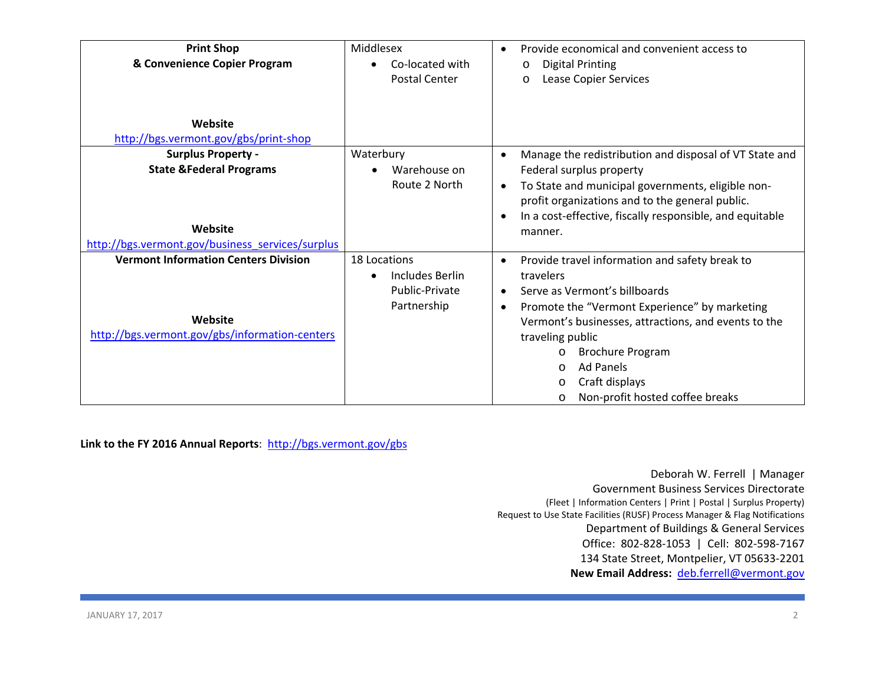| | | |
|---|---|---|
| **Print Shop**<br>**& Convenience Copier Program**<br><br>**Website**<br>http://bgs.vermont.gov/gbs/print-shop | Middlesex<br>• Co-located with Postal Center | • Provide economical and convenient access to<br>  o Digital Printing<br>  o Lease Copier Services |
| **Surplus Property -**<br>**State &Federal Programs**<br><br>**Website**<br>http://bgs.vermont.gov/business_services/surplus | Waterbury<br>• Warehouse on Route 2 North | • Manage the redistribution and disposal of VT State and Federal surplus property<br>• To State and municipal governments, eligible non-profit organizations and to the general public.<br>• In a cost-effective, fiscally responsible, and equitable manner. |
| **Vermont Information Centers Division**<br><br>**Website**<br>http://bgs.vermont.gov/gbs/information-centers | 18 Locations<br>• Includes Berlin Public-Private Partnership | • Provide travel information and safety break to travelers<br>• Serve as Vermont's billboards<br>• Promote the "Vermont Experience" by marketing Vermont's businesses, attractions, and events to the traveling public<br>  o Brochure Program<br>  o Ad Panels<br>  o Craft displays<br>  o Non-profit hosted coffee breaks |

**Link to the FY 2016 Annual Reports**: http://bgs.vermont.gov/gbs

Deborah W. Ferrell | Manager
Government Business Services Directorate
(Fleet | Information Centers | Print | Postal | Surplus Property)
Request to Use State Facilities (RUSF) Process Manager & Flag Notifications
Department of Buildings & General Services
Office: 802-828-1053 | Cell: 802-598-7167
134 State Street, Montpelier, VT 05633-2201
**New Email Address:** deb.ferrell@vermont.gov

JANUARY 17, 2017